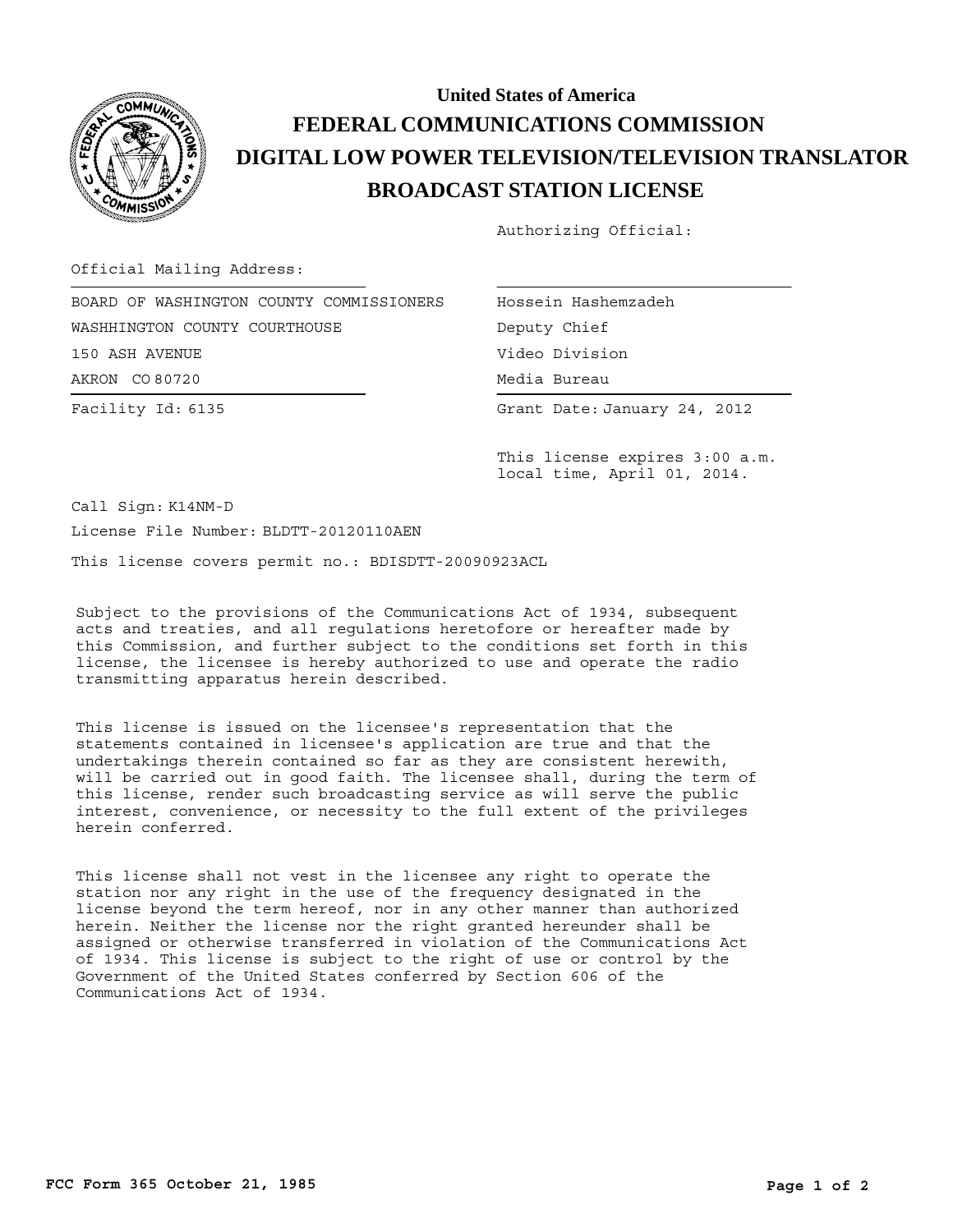# United States of America
# FEDERAL COMMUNICATIONS COMMISSION
# DIGITAL LOW POWER TELEVISION/TELEVISION TRANSLATOR
# BROADCAST STATION LICENSE

Authorizing Official:

Official Mailing Address:

BOARD OF WASHINGTON COUNTY COMMISSIONERS
WASHHINGTON COUNTY COURTHOUSE
150 ASH AVENUE
AKRON CO 80720

Hossein Hashemzadeh
Deputy Chief
Video Division
Media Bureau

Facility Id: 6135

Grant Date: January 24, 2012

This license expires 3:00 a.m. local time, April 01, 2014.

Call Sign: K14NM-D

License File Number: BLDTT-20120110AEN

This license covers permit no.: BDISDTT-20090923ACL

Subject to the provisions of the Communications Act of 1934, subsequent acts and treaties, and all regulations heretofore or hereafter made by this Commission, and further subject to the conditions set forth in this license, the licensee is hereby authorized to use and operate the radio transmitting apparatus herein described.

This license is issued on the licensee's representation that the statements contained in licensee's application are true and that the undertakings therein contained so far as they are consistent herewith, will be carried out in good faith. The licensee shall, during the term of this license, render such broadcasting service as will serve the public interest, convenience, or necessity to the full extent of the privileges herein conferred.

This license shall not vest in the licensee any right to operate the station nor any right in the use of the frequency designated in the license beyond the term hereof, nor in any other manner than authorized herein. Neither the license nor the right granted hereunder shall be assigned or otherwise transferred in violation of the Communications Act of 1934. This license is subject to the right of use or control by the Government of the United States conferred by Section 606 of the Communications Act of 1934.

FCC Form 365 October 21, 1985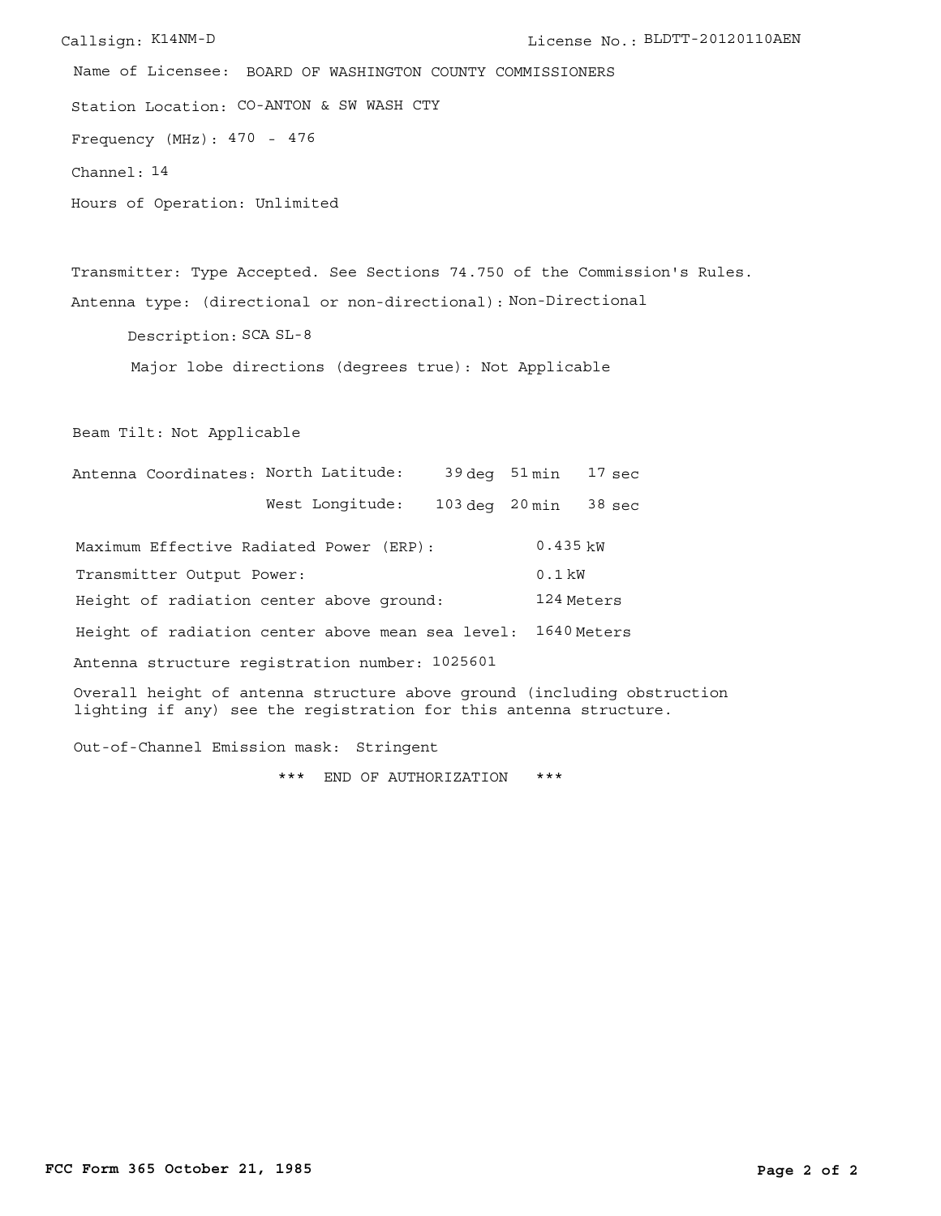Callsign: K14NM-D License No.: BLDTT-20120110AEN

Name of Licensee: BOARD OF WASHINGTON COUNTY COMMISSIONERS

Station Location: CO-ANTON & SW WASH CTY

Frequency (MHz): 470 - 476

Channel: 14

Hours of Operation: Unlimited

Transmitter: Type Accepted. See Sections 74.750 of the Commission's Rules.

Antenna type: (directional or non-directional): Non-Directional

Description: SCA SL-8

Major lobe directions (degrees true): Not Applicable

Beam Tilt: Not Applicable

Antenna Coordinates: North Latitude: 39 deg 51 min 17 sec

West Longitude: 103 deg 20 min 38 sec

| | |
|---|---|
| Maximum Effective Radiated Power (ERP): | 0.435 kW |
| Transmitter Output Power: | 0.1 kW |
| Height of radiation center above ground: | 124 Meters |
| Height of radiation center above mean sea level: | 1640 Meters |

Antenna structure registration number: 1025601

Overall height of antenna structure above ground (including obstruction lighting if any) see the registration for this antenna structure.

Out-of-Channel Emission mask: Stringent

\*\*\* END OF AUTHORIZATION \*\*\*

FCC Form 365 October 21, 1985